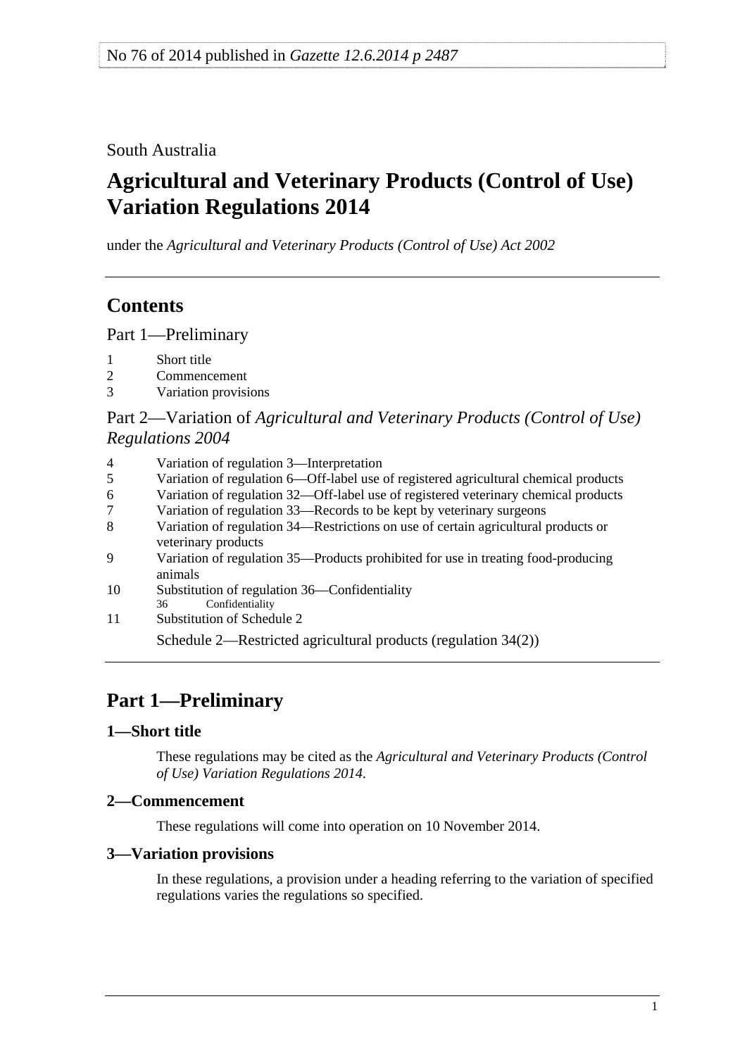No 76 of 2014 published in *Gazette 12.6.2014 p 2487*

South Australia

# Agricultural and Veterinary Products (Control of Use) Variation Regulations 2014

under the *Agricultural and Veterinary Products (Control of Use) Act 2002*

## Contents

Part 1—Preliminary

1 Short title
2 Commencement
3 Variation provisions

Part 2—Variation of *Agricultural and Veterinary Products (Control of Use) Regulations 2004*

4 Variation of regulation 3—Interpretation
5 Variation of regulation 6—Off-label use of registered agricultural chemical products
6 Variation of regulation 32—Off-label use of registered veterinary chemical products
7 Variation of regulation 33—Records to be kept by veterinary surgeons
8 Variation of regulation 34—Restrictions on use of certain agricultural products or veterinary products
9 Variation of regulation 35—Products prohibited for use in treating food-producing animals
10 Substitution of regulation 36—Confidentiality
   36 Confidentiality
11 Substitution of Schedule 2

Schedule 2—Restricted agricultural products (regulation 34(2))

## Part 1—Preliminary

### 1—Short title

These regulations may be cited as the *Agricultural and Veterinary Products (Control of Use) Variation Regulations 2014*.

### 2—Commencement

These regulations will come into operation on 10 November 2014.

### 3—Variation provisions

In these regulations, a provision under a heading referring to the variation of specified regulations varies the regulations so specified.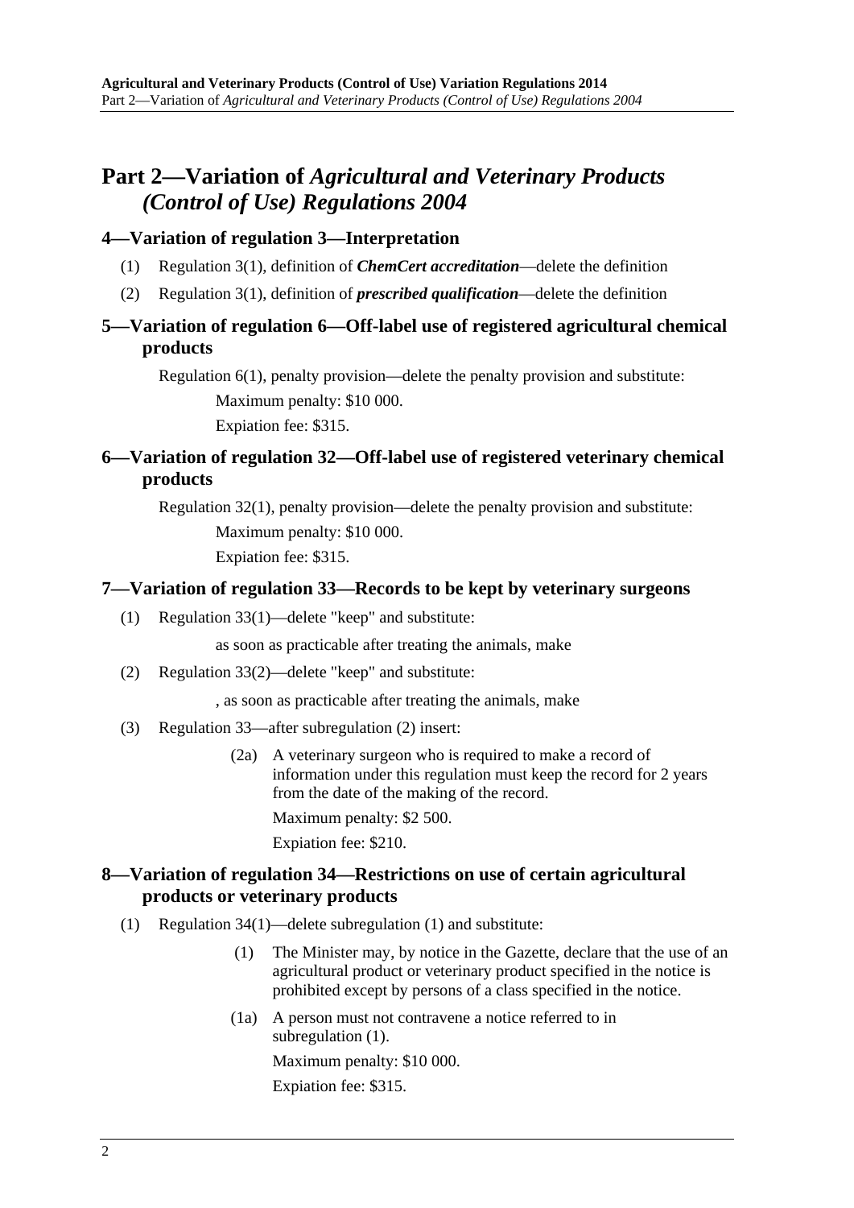## Part 2—Variation of *Agricultural and Veterinary Products (Control of Use) Regulations 2004*

### 4—Variation of regulation 3—Interpretation

(1) Regulation 3(1), definition of ***ChemCert accreditation***—delete the definition

(2) Regulation 3(1), definition of ***prescribed qualification***—delete the definition

### 5—Variation of regulation 6—Off-label use of registered agricultural chemical products

Regulation 6(1), penalty provision—delete the penalty provision and substitute:

Maximum penalty: $10 000.

Expiation fee: $315.

### 6—Variation of regulation 32—Off-label use of registered veterinary chemical products

Regulation 32(1), penalty provision—delete the penalty provision and substitute:

Maximum penalty: $10 000.

Expiation fee: $315.

### 7—Variation of regulation 33—Records to be kept by veterinary surgeons

(1) Regulation 33(1)—delete "keep" and substitute:

as soon as practicable after treating the animals, make

(2) Regulation 33(2)—delete "keep" and substitute:

, as soon as practicable after treating the animals, make

(3) Regulation 33—after subregulation (2) insert:

(2a) A veterinary surgeon who is required to make a record of information under this regulation must keep the record for 2 years from the date of the making of the record.

Maximum penalty: $2 500.

Expiation fee: $210.

### 8—Variation of regulation 34—Restrictions on use of certain agricultural products or veterinary products

(1) Regulation 34(1)—delete subregulation (1) and substitute:

(1) The Minister may, by notice in the Gazette, declare that the use of an agricultural product or veterinary product specified in the notice is prohibited except by persons of a class specified in the notice.

(1a) A person must not contravene a notice referred to in subregulation (1).

Maximum penalty: $10 000.

Expiation fee: $315.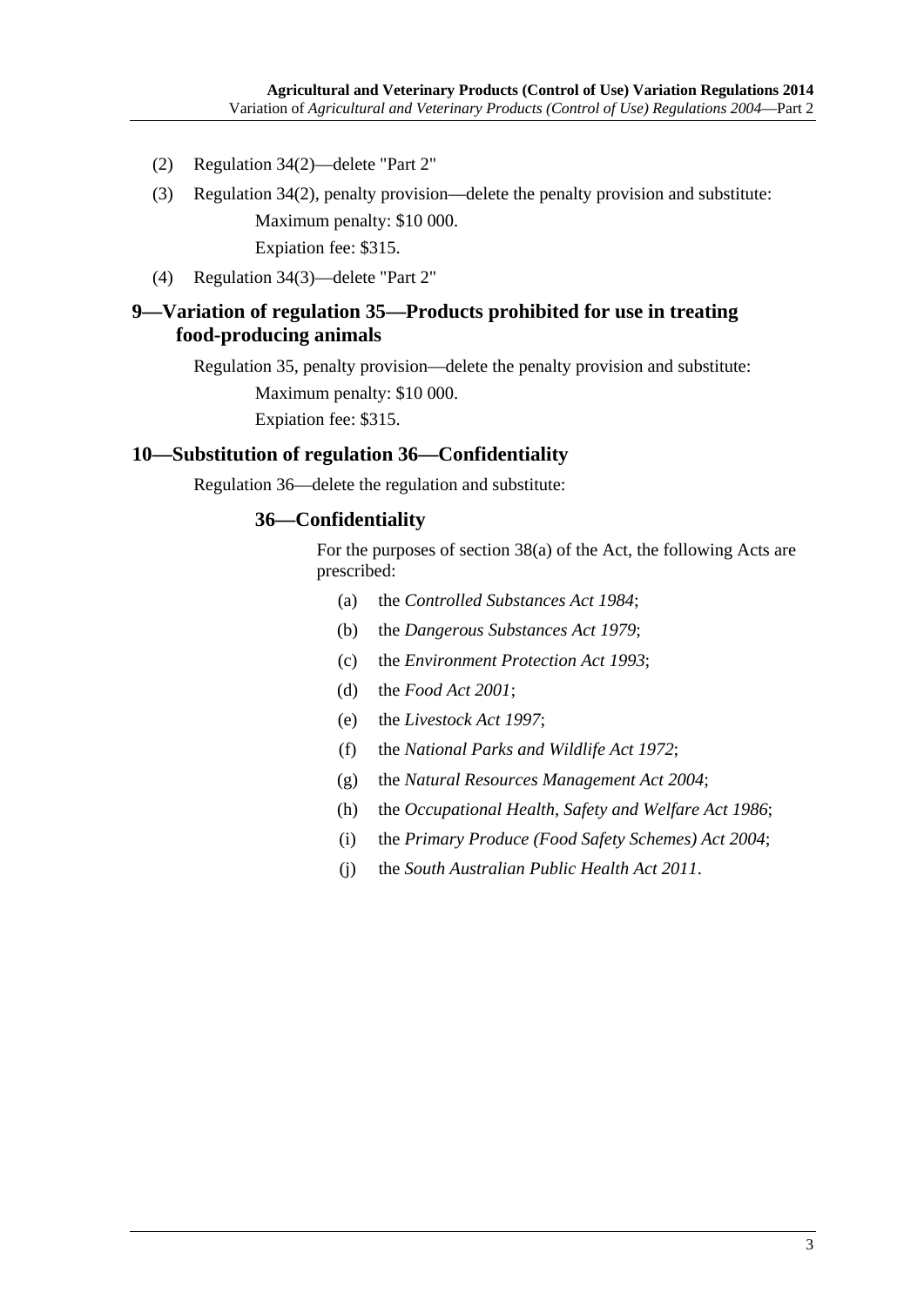(2) Regulation 34(2)—delete "Part 2"

(3) Regulation 34(2), penalty provision—delete the penalty provision and substitute:

Maximum penalty: $10 000.

Expiation fee: $315.

(4) Regulation 34(3)—delete "Part 2"

## 9—Variation of regulation 35—Products prohibited for use in treating food-producing animals

Regulation 35, penalty provision—delete the penalty provision and substitute:

Maximum penalty: $10 000.

Expiation fee: $315.

## 10—Substitution of regulation 36—Confidentiality

Regulation 36—delete the regulation and substitute:

### 36—Confidentiality

For the purposes of section 38(a) of the Act, the following Acts are prescribed:

(a) the *Controlled Substances Act 1984*;

(b) the *Dangerous Substances Act 1979*;

(c) the *Environment Protection Act 1993*;

(d) the *Food Act 2001*;

(e) the *Livestock Act 1997*;

(f) the *National Parks and Wildlife Act 1972*;

(g) the *Natural Resources Management Act 2004*;

(h) the *Occupational Health, Safety and Welfare Act 1986*;

(i) the *Primary Produce (Food Safety Schemes) Act 2004*;

(j) the *South Australian Public Health Act 2011*.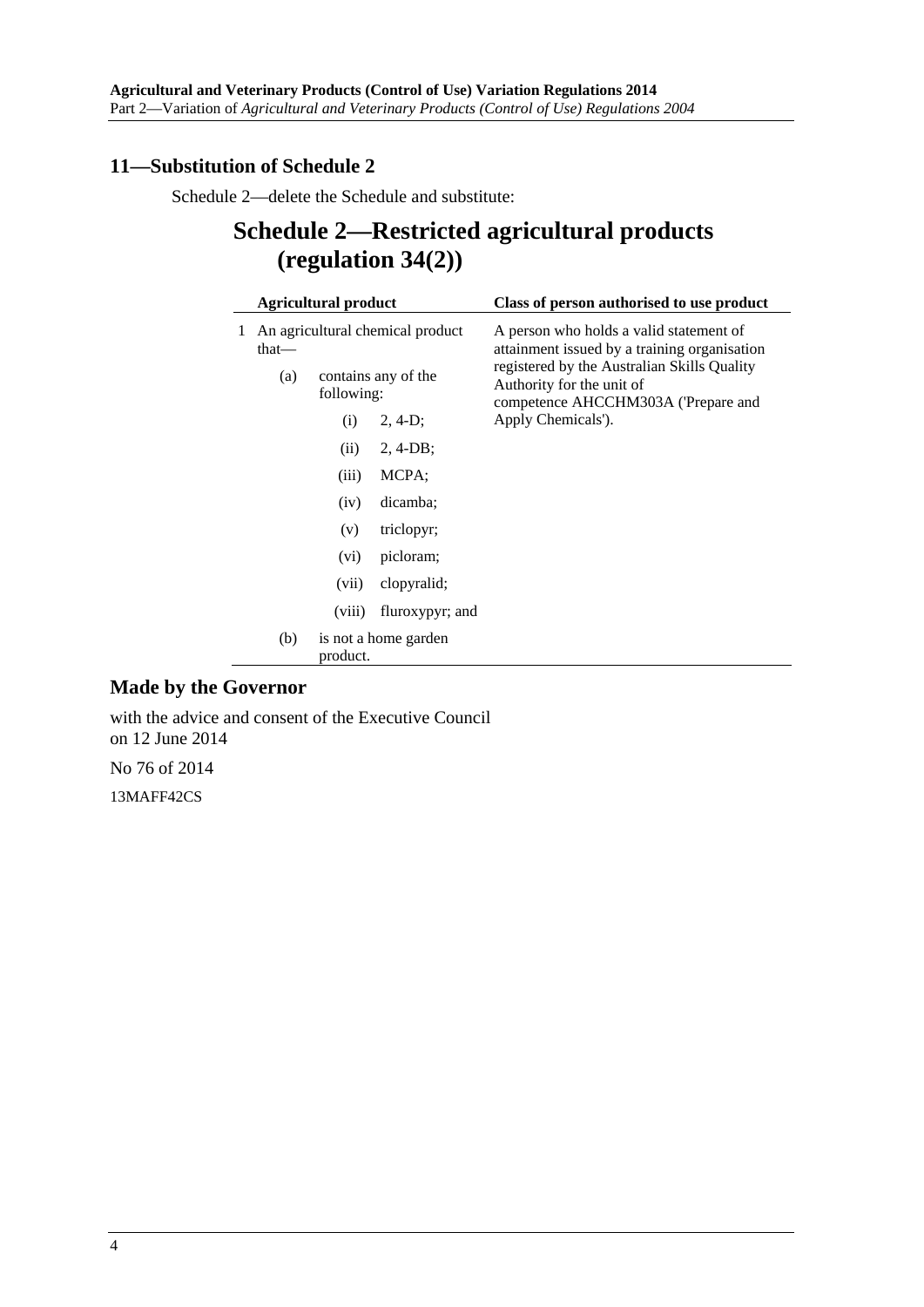## 11—Substitution of Schedule 2

Schedule 2—delete the Schedule and substitute:

# Schedule 2—Restricted agricultural products (regulation 34(2))

| Agricultural product | Class of person authorised to use product |
|---|---|
| 1 An agricultural chemical product that—<br>(a) contains any of the following:<br>(i) 2, 4-D;<br>(ii) 2, 4-DB;<br>(iii) MCPA;<br>(iv) dicamba;<br>(v) triclopyr;<br>(vi) picloram;<br>(vii) clopyralid;<br>(viii) fluroxypyr; and<br>(b) is not a home garden product. | A person who holds a valid statement of attainment issued by a training organisation registered by the Australian Skills Quality Authority for the unit of competence AHCCHM303A ('Prepare and Apply Chemicals'). |

## Made by the Governor

with the advice and consent of the Executive Council on 12 June 2014

No 76 of 2014

13MAFF42CS